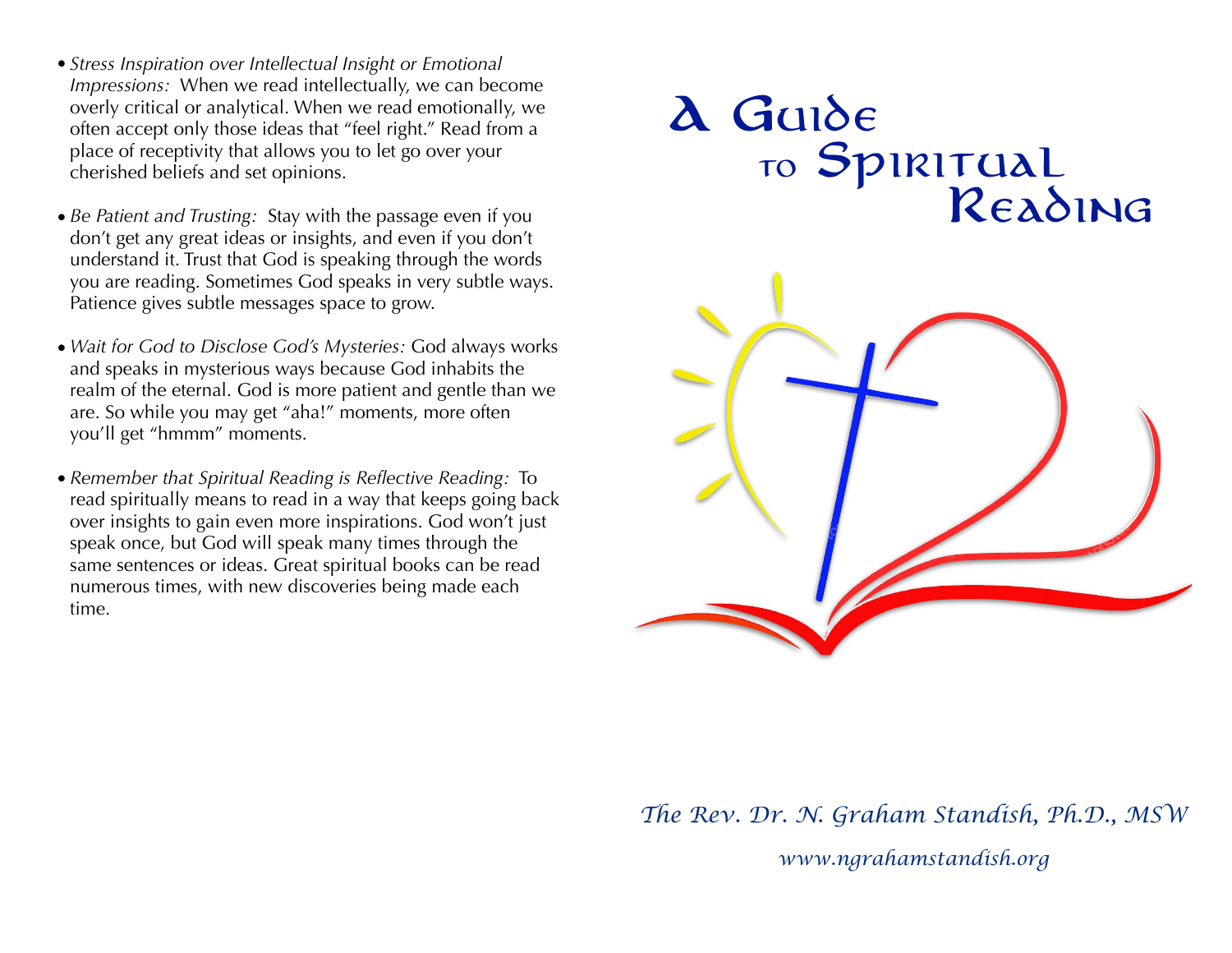- *Stress Inspiration over Intellectual Insight or Emotional Impressions:* When we read intellectually, we can become overly critical or analytical. When we read emotionally, we often accept only those ideas that "feel right." Read from a place of receptivity that allows you to let go over your cherished beliefs and set opinions.

- *Be Patient and Trusting:* Stay with the passage even if you don't get any great ideas or insights, and even if you don't understand it. Trust that God is speaking through the words you are reading. Sometimes God speaks in very subtle ways. Patience gives subtle messages space to grow.

- *Wait for God to Disclose God's Mysteries:* God always works and speaks in mysterious ways because God inhabits the realm of the eternal. God is more patient and gentle than we are. So while you may get "aha!" moments, more often you'll get "hmmm" moments.

- *Remember that Spiritual Reading is Reflective Reading:* To read spiritually means to read in a way that keeps going back over insights to gain even more inspirations. God won't just speak once, but God will speak many times through the same sentences or ideas. Great spiritual books can be read numerous times, with new discoveries being made each time.

# A Guide to Spiritual Reading

*The Rev. Dr. N. Graham Standish, Ph.D., MSW*

*www.ngrahamstandish.org*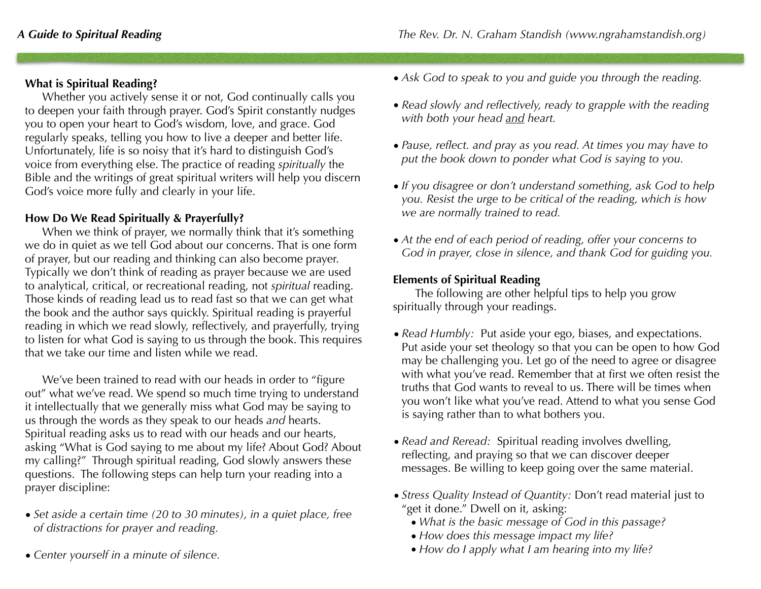### What is Spiritual Reading?

Whether you actively sense it or not, God continually calls you to deepen your faith through prayer. God's Spirit constantly nudges you to open your heart to God's wisdom, love, and grace. God regularly speaks, telling you how to live a deeper and better life. Unfortunately, life is so noisy that it's hard to distinguish God's voice from everything else. The practice of reading *spiritually* the Bible and the writings of great spiritual writers will help you discern God's voice more fully and clearly in your life.

### How Do We Read Spiritually & Prayerfully?

When we think of prayer, we normally think that it's something we do in quiet as we tell God about our concerns. That is one form of prayer, but our reading and thinking can also become prayer. Typically we don't think of reading as prayer because we are used to analytical, critical, or recreational reading, not *spiritual* reading. Those kinds of reading lead us to read fast so that we can get what the book and the author says quickly. Spiritual reading is prayerful reading in which we read slowly, reflectively, and prayerfully, trying to listen for what God is saying to us through the book. This requires that we take our time and listen while we read.

We've been trained to read with our heads in order to "figure out" what we've read. We spend so much time trying to understand it intellectually that we generally miss what God may be saying to us through the words as they speak to our heads *and* hearts. Spiritual reading asks us to read with our heads and our hearts, asking "What is God saying to me about my life? About God? About my calling?" Through spiritual reading, God slowly answers these questions. The following steps can help turn your reading into a prayer discipline:

- *Set aside a certain time (20 to 30 minutes), in a quiet place, free of distractions for prayer and reading.*
- *Center yourself in a minute of silence.*
- *Ask God to speak to you and guide you through the reading.*
- *Read slowly and reflectively, ready to grapple with the reading with both your head <u>and</u> heart.*
- *Pause, reflect. and pray as you read. At times you may have to put the book down to ponder what God is saying to you.*
- *If you disagree or don't understand something, ask God to help you. Resist the urge to be critical of the reading, which is how we are normally trained to read.*
- *At the end of each period of reading, offer your concerns to God in prayer, close in silence, and thank God for guiding you.*

### Elements of Spiritual Reading

The following are other helpful tips to help you grow spiritually through your readings.

- *Read Humbly:* Put aside your ego, biases, and expectations. Put aside your set theology so that you can be open to how God may be challenging you. Let go of the need to agree or disagree with what you've read. Remember that at first we often resist the truths that God wants to reveal to us. There will be times when you won't like what you've read. Attend to what you sense God is saying rather than to what bothers you.
- *Read and Reread:* Spiritual reading involves dwelling, reflecting, and praying so that we can discover deeper messages. Be willing to keep going over the same material.
- *Stress Quality Instead of Quantity:* Don't read material just to "get it done." Dwell on it, asking:
  - *What is the basic message of God in this passage?*
  - *How does this message impact my life?*
  - *How do I apply what I am hearing into my life?*